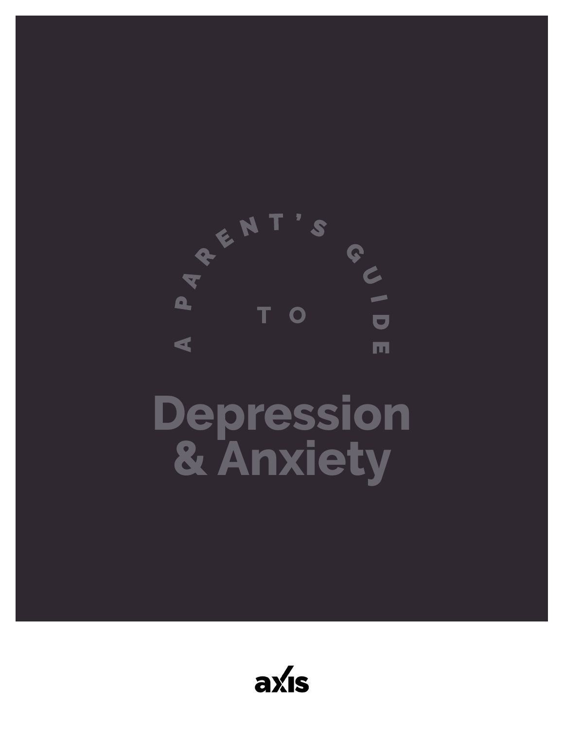# A Parent's Guide to Depression & Anxiety

axis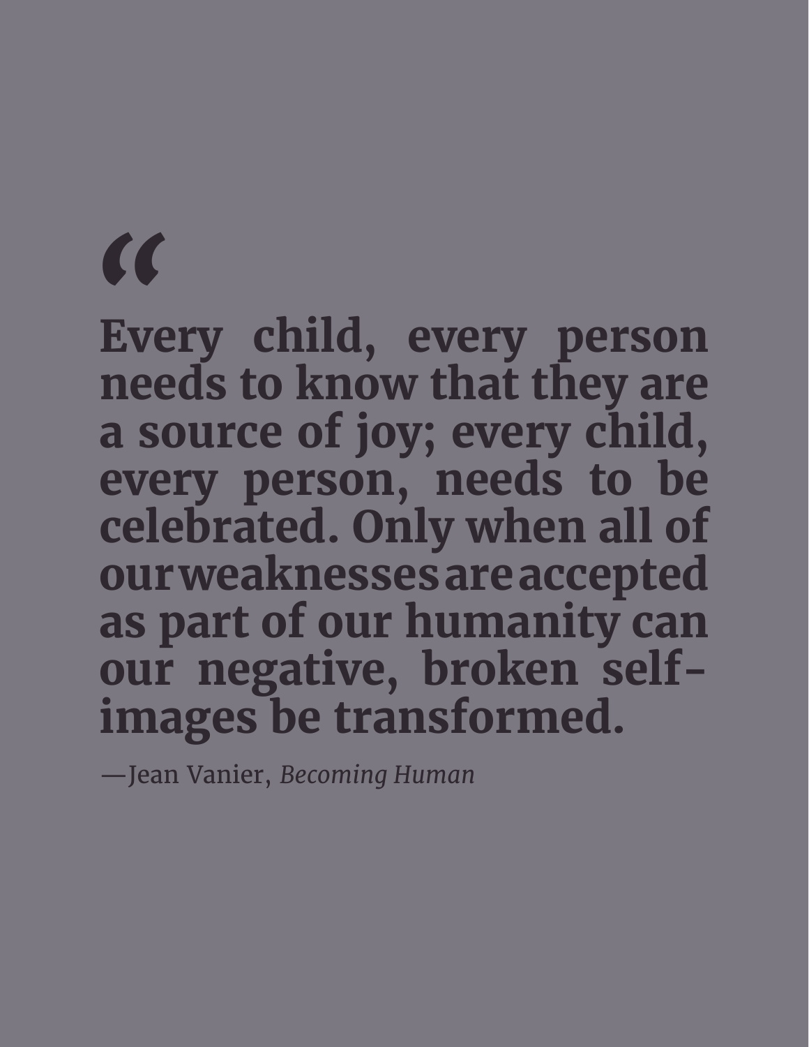> **“Every child, every person needs to know that they are a source of joy; every child, every person, needs to be celebrated. Only when all of our weaknesses are accepted as part of our humanity can our negative, broken self-images be transformed.**
>
> —Jean Vanier, *Becoming Human*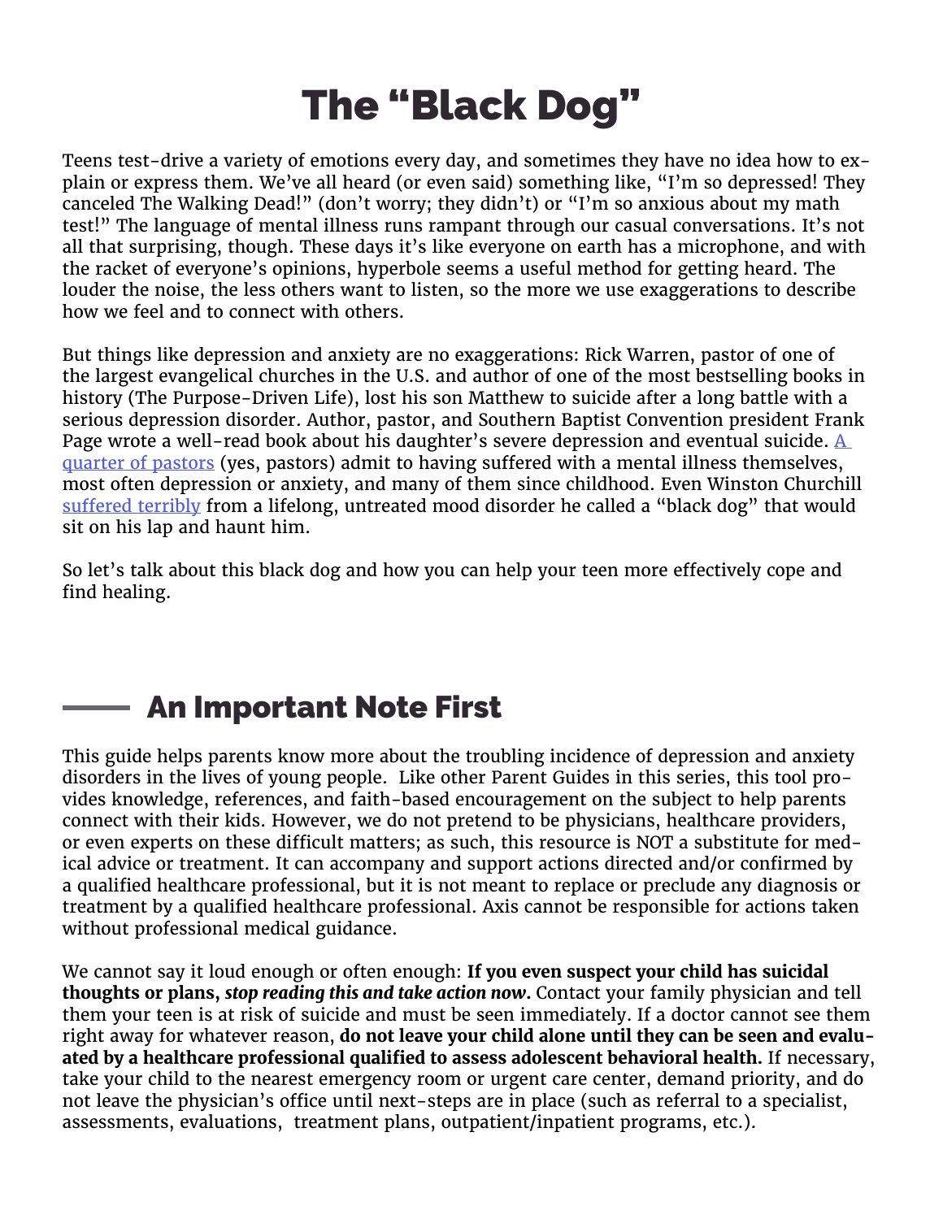# The "Black Dog"

Teens test-drive a variety of emotions every day, and sometimes they have no idea how to explain or express them. We've all heard (or even said) something like, "I'm so depressed! They canceled The Walking Dead!" (don't worry; they didn't) or "I'm so anxious about my math test!" The language of mental illness runs rampant through our casual conversations. It's not all that surprising, though. These days it's like everyone on earth has a microphone, and with the racket of everyone's opinions, hyperbole seems a useful method for getting heard. The louder the noise, the less others want to listen, so the more we use exaggerations to describe how we feel and to connect with others.

But things like depression and anxiety are no exaggerations: Rick Warren, pastor of one of the largest evangelical churches in the U.S. and author of one of the most bestselling books in history (The Purpose-Driven Life), lost his son Matthew to suicide after a long battle with a serious depression disorder. Author, pastor, and Southern Baptist Convention president Frank Page wrote a well-read book about his daughter's severe depression and eventual suicide. A quarter of pastors (yes, pastors) admit to having suffered with a mental illness themselves, most often depression or anxiety, and many of them since childhood. Even Winston Churchill suffered terribly from a lifelong, untreated mood disorder he called a "black dog" that would sit on his lap and haunt him.

So let's talk about this black dog and how you can help your teen more effectively cope and find healing.

## An Important Note First

This guide helps parents know more about the troubling incidence of depression and anxiety disorders in the lives of young people. Like other Parent Guides in this series, this tool provides knowledge, references, and faith-based encouragement on the subject to help parents connect with their kids. However, we do not pretend to be physicians, healthcare providers, or even experts on these difficult matters; as such, this resource is NOT a substitute for medical advice or treatment. It can accompany and support actions directed and/or confirmed by a qualified healthcare professional, but it is not meant to replace or preclude any diagnosis or treatment by a qualified healthcare professional. Axis cannot be responsible for actions taken without professional medical guidance.

We cannot say it loud enough or often enough: **If you even suspect your child has suicidal thoughts or plans, *stop reading this and take action now*.** Contact your family physician and tell them your teen is at risk of suicide and must be seen immediately. If a doctor cannot see them right away for whatever reason, **do not leave your child alone until they can be seen and evaluated by a healthcare professional qualified to assess adolescent behavioral health.** If necessary, take your child to the nearest emergency room or urgent care center, demand priority, and do not leave the physician's office until next-steps are in place (such as referral to a specialist, assessments, evaluations, treatment plans, outpatient/inpatient programs, etc.).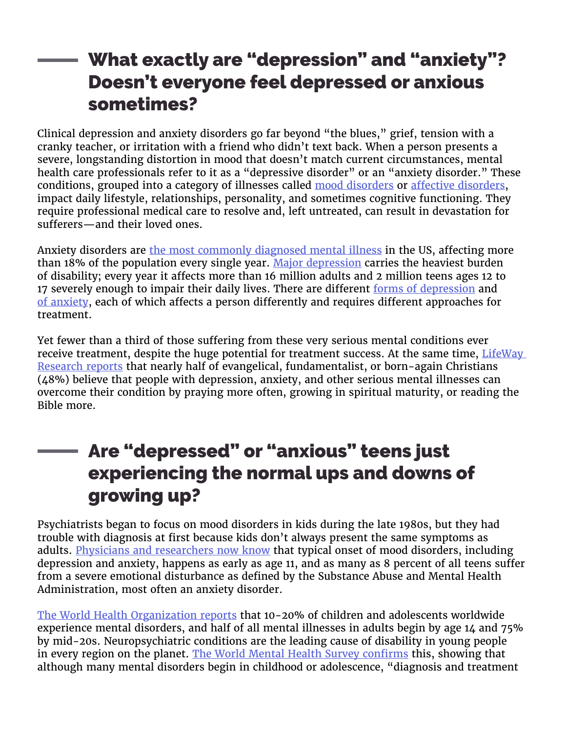## What exactly are "depression" and "anxiety"? Doesn't everyone feel depressed or anxious sometimes?

Clinical depression and anxiety disorders go far beyond "the blues," grief, tension with a cranky teacher, or irritation with a friend who didn't text back. When a person presents a severe, longstanding distortion in mood that doesn't match current circumstances, mental health care professionals refer to it as a "depressive disorder" or an "anxiety disorder." These conditions, grouped into a category of illnesses called mood disorders or affective disorders, impact daily lifestyle, relationships, personality, and sometimes cognitive functioning. They require professional medical care to resolve and, left untreated, can result in devastation for sufferers—and their loved ones.

Anxiety disorders are the most commonly diagnosed mental illness in the US, affecting more than 18% of the population every single year. Major depression carries the heaviest burden of disability; every year it affects more than 16 million adults and 2 million teens ages 12 to 17 severely enough to impair their daily lives. There are different forms of depression and of anxiety, each of which affects a person differently and requires different approaches for treatment.

Yet fewer than a third of those suffering from these very serious mental conditions ever receive treatment, despite the huge potential for treatment success. At the same time, LifeWay Research reports that nearly half of evangelical, fundamentalist, or born-again Christians (48%) believe that people with depression, anxiety, and other serious mental illnesses can overcome their condition by praying more often, growing in spiritual maturity, or reading the Bible more.

## Are "depressed" or "anxious" teens just experiencing the normal ups and downs of growing up?

Psychiatrists began to focus on mood disorders in kids during the late 1980s, but they had trouble with diagnosis at first because kids don't always present the same symptoms as adults. Physicians and researchers now know that typical onset of mood disorders, including depression and anxiety, happens as early as age 11, and as many as 8 percent of all teens suffer from a severe emotional disturbance as defined by the Substance Abuse and Mental Health Administration, most often an anxiety disorder.

The World Health Organization reports that 10-20% of children and adolescents worldwide experience mental disorders, and half of all mental illnesses in adults begin by age 14 and 75% by mid-20s. Neuropsychiatric conditions are the leading cause of disability in young people in every region on the planet. The World Mental Health Survey confirms this, showing that although many mental disorders begin in childhood or adolescence, "diagnosis and treatment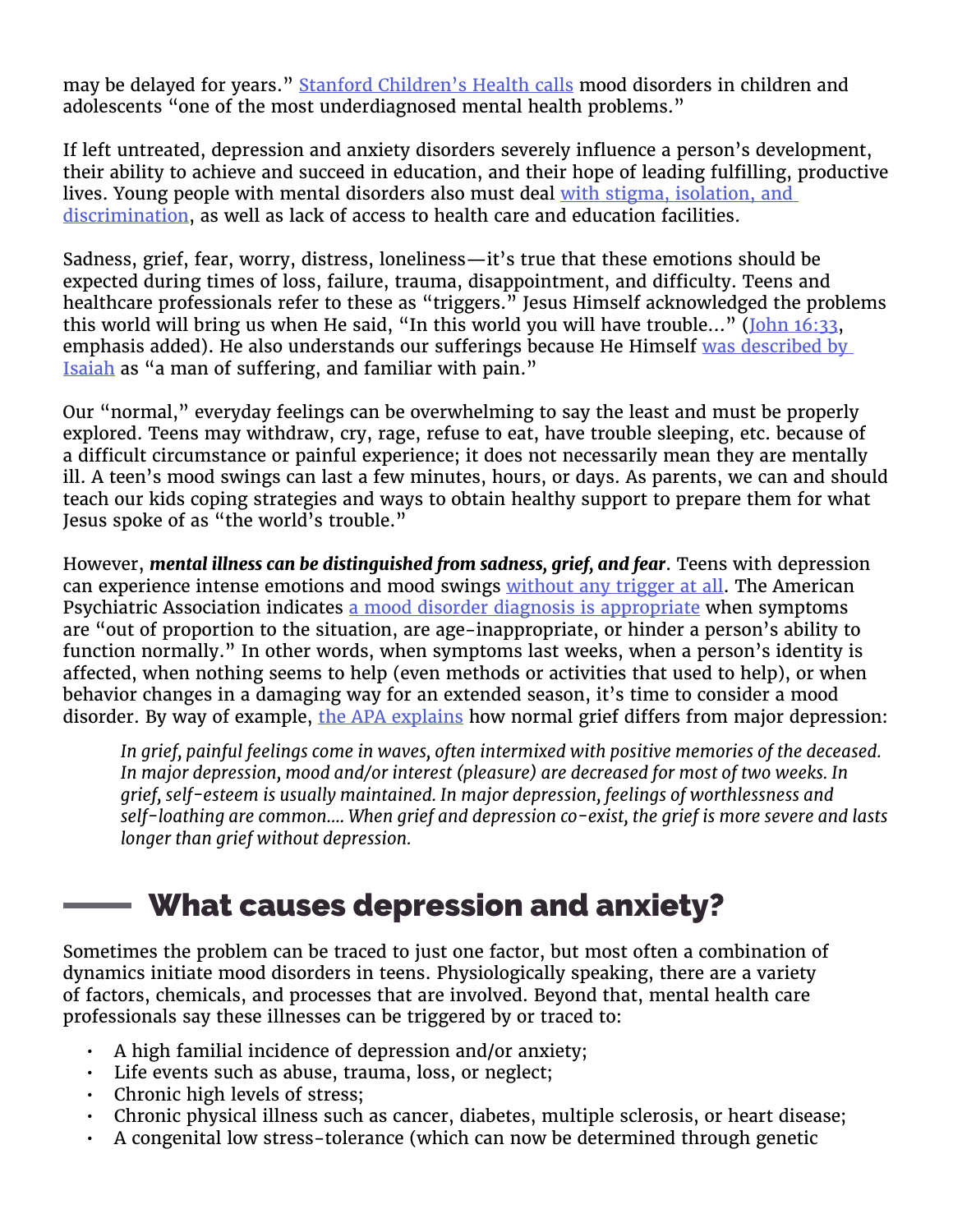may be delayed for years." Stanford Children's Health calls mood disorders in children and adolescents "one of the most underdiagnosed mental health problems."

If left untreated, depression and anxiety disorders severely influence a person's development, their ability to achieve and succeed in education, and their hope of leading fulfilling, productive lives. Young people with mental disorders also must deal with stigma, isolation, and discrimination, as well as lack of access to health care and education facilities.

Sadness, grief, fear, worry, distress, loneliness—it's true that these emotions should be expected during times of loss, failure, trauma, disappointment, and difficulty. Teens and healthcare professionals refer to these as "triggers." Jesus Himself acknowledged the problems this world will bring us when He said, "In this world you will have trouble…" (John 16:33, emphasis added). He also understands our sufferings because He Himself was described by Isaiah as "a man of suffering, and familiar with pain."

Our "normal," everyday feelings can be overwhelming to say the least and must be properly explored. Teens may withdraw, cry, rage, refuse to eat, have trouble sleeping, etc. because of a difficult circumstance or painful experience; it does not necessarily mean they are mentally ill. A teen's mood swings can last a few minutes, hours, or days. As parents, we can and should teach our kids coping strategies and ways to obtain healthy support to prepare them for what Jesus spoke of as "the world's trouble."

However, ***mental illness can be distinguished from sadness, grief, and fear***. Teens with depression can experience intense emotions and mood swings without any trigger at all. The American Psychiatric Association indicates a mood disorder diagnosis is appropriate when symptoms are "out of proportion to the situation, are age-inappropriate, or hinder a person's ability to function normally." In other words, when symptoms last weeks, when a person's identity is affected, when nothing seems to help (even methods or activities that used to help), or when behavior changes in a damaging way for an extended season, it's time to consider a mood disorder. By way of example, the APA explains how normal grief differs from major depression:

> *In grief, painful feelings come in waves, often intermixed with positive memories of the deceased. In major depression, mood and/or interest (pleasure) are decreased for most of two weeks. In grief, self-esteem is usually maintained. In major depression, feelings of worthlessness and self-loathing are common.... When grief and depression co-exist, the grief is more severe and lasts longer than grief without depression.*

## What causes depression and anxiety?

Sometimes the problem can be traced to just one factor, but most often a combination of dynamics initiate mood disorders in teens. Physiologically speaking, there are a variety of factors, chemicals, and processes that are involved. Beyond that, mental health care professionals say these illnesses can be triggered by or traced to:

- A high familial incidence of depression and/or anxiety;
- Life events such as abuse, trauma, loss, or neglect;
- Chronic high levels of stress;
- Chronic physical illness such as cancer, diabetes, multiple sclerosis, or heart disease;
- A congenital low stress-tolerance (which can now be determined through genetic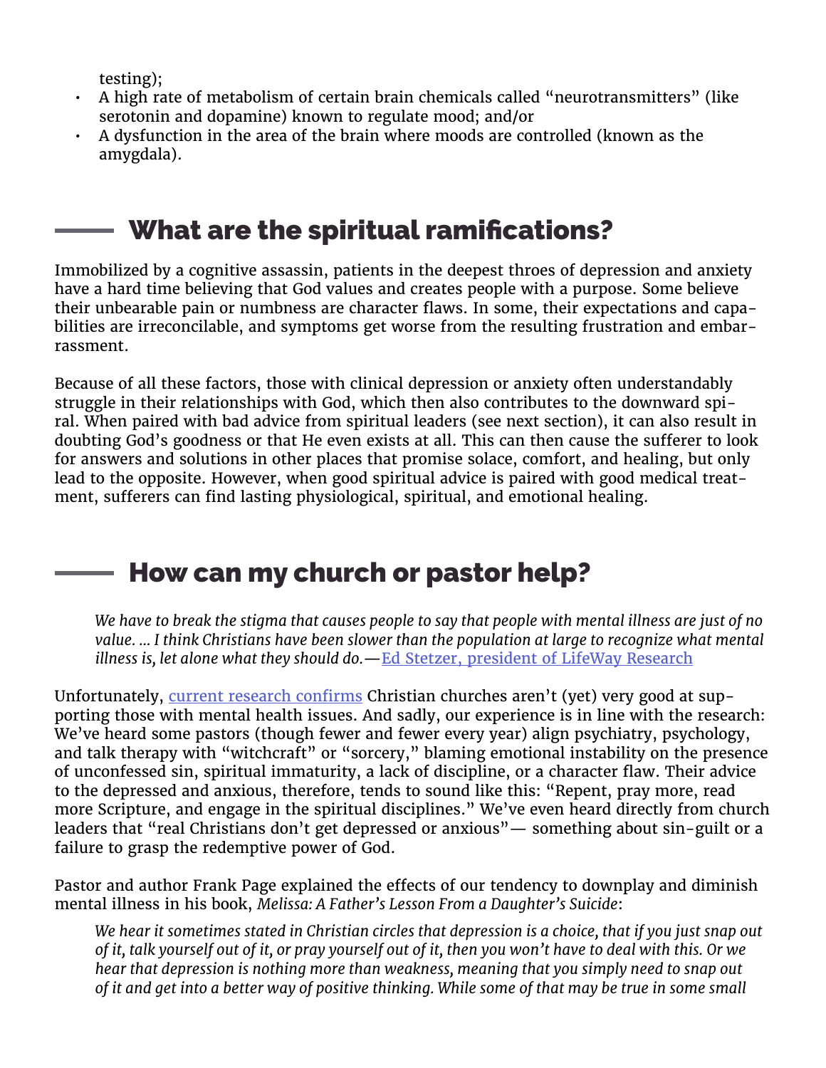testing);

- A high rate of metabolism of certain brain chemicals called "neurotransmitters" (like serotonin and dopamine) known to regulate mood; and/or
- A dysfunction in the area of the brain where moods are controlled (known as the amygdala).

## What are the spiritual ramifications?

Immobilized by a cognitive assassin, patients in the deepest throes of depression and anxiety have a hard time believing that God values and creates people with a purpose. Some believe their unbearable pain or numbness are character flaws. In some, their expectations and capabilities are irreconcilable, and symptoms get worse from the resulting frustration and embarrassment.

Because of all these factors, those with clinical depression or anxiety often understandably struggle in their relationships with God, which then also contributes to the downward spiral. When paired with bad advice from spiritual leaders (see next section), it can also result in doubting God's goodness or that He even exists at all. This can then cause the sufferer to look for answers and solutions in other places that promise solace, comfort, and healing, but only lead to the opposite. However, when good spiritual advice is paired with good medical treatment, sufferers can find lasting physiological, spiritual, and emotional healing.

## How can my church or pastor help?

> *We have to break the stigma that causes people to say that people with mental illness are just of no value. ... I think Christians have been slower than the population at large to recognize what mental illness is, let alone what they should do.*—Ed Stetzer, president of LifeWay Research

Unfortunately, current research confirms Christian churches aren't (yet) very good at supporting those with mental health issues. And sadly, our experience is in line with the research: We've heard some pastors (though fewer and fewer every year) align psychiatry, psychology, and talk therapy with "witchcraft" or "sorcery," blaming emotional instability on the presence of unconfessed sin, spiritual immaturity, a lack of discipline, or a character flaw. Their advice to the depressed and anxious, therefore, tends to sound like this: "Repent, pray more, read more Scripture, and engage in the spiritual disciplines." We've even heard directly from church leaders that "real Christians don't get depressed or anxious"— something about sin-guilt or a failure to grasp the redemptive power of God.

Pastor and author Frank Page explained the effects of our tendency to downplay and diminish mental illness in his book, *Melissa: A Father's Lesson From a Daughter's Suicide*:

> *We hear it sometimes stated in Christian circles that depression is a choice, that if you just snap out of it, talk yourself out of it, or pray yourself out of it, then you won't have to deal with this. Or we hear that depression is nothing more than weakness, meaning that you simply need to snap out of it and get into a better way of positive thinking. While some of that may be true in some small*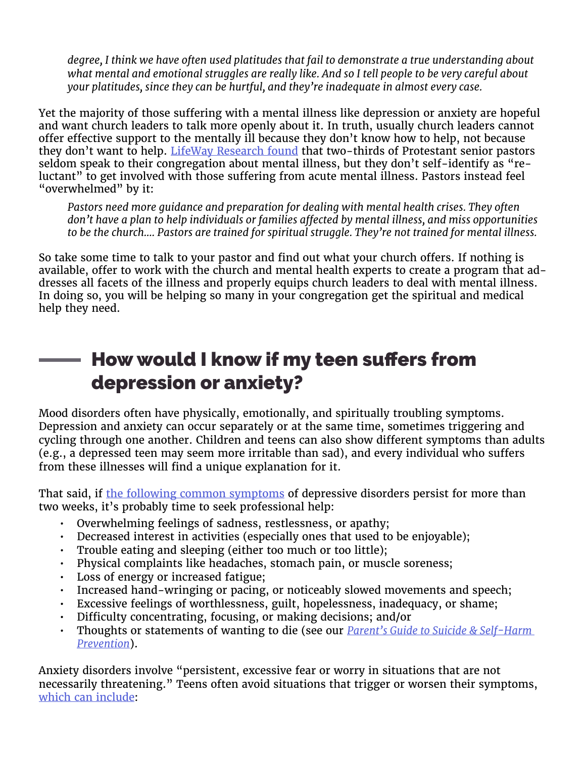*degree, I think we have often used platitudes that fail to demonstrate a true understanding about what mental and emotional struggles are really like. And so I tell people to be very careful about your platitudes, since they can be hurtful, and they're inadequate in almost every case.*

Yet the majority of those suffering with a mental illness like depression or anxiety are hopeful and want church leaders to talk more openly about it. In truth, usually church leaders cannot offer effective support to the mentally ill because they don't know how to help, not because they don't want to help. LifeWay Research found that two-thirds of Protestant senior pastors seldom speak to their congregation about mental illness, but they don't self-identify as "reluctant" to get involved with those suffering from acute mental illness. Pastors instead feel "overwhelmed" by it:

> *Pastors need more guidance and preparation for dealing with mental health crises. They often don't have a plan to help individuals or families affected by mental illness, and miss opportunities to be the church.... Pastors are trained for spiritual struggle. They're not trained for mental illness.*

So take some time to talk to your pastor and find out what your church offers. If nothing is available, offer to work with the church and mental health experts to create a program that addresses all facets of the illness and properly equips church leaders to deal with mental illness. In doing so, you will be helping so many in your congregation get the spiritual and medical help they need.

## How would I know if my teen suffers from depression or anxiety?

Mood disorders often have physically, emotionally, and spiritually troubling symptoms. Depression and anxiety can occur separately or at the same time, sometimes triggering and cycling through one another. Children and teens can also show different symptoms than adults (e.g., a depressed teen may seem more irritable than sad), and every individual who suffers from these illnesses will find a unique explanation for it.

That said, if the following common symptoms of depressive disorders persist for more than two weeks, it's probably time to seek professional help:

- Overwhelming feelings of sadness, restlessness, or apathy;
- Decreased interest in activities (especially ones that used to be enjoyable);
- Trouble eating and sleeping (either too much or too little);
- Physical complaints like headaches, stomach pain, or muscle soreness;
- Loss of energy or increased fatigue;
- Increased hand-wringing or pacing, or noticeably slowed movements and speech;
- Excessive feelings of worthlessness, guilt, hopelessness, inadequacy, or shame;
- Difficulty concentrating, focusing, or making decisions; and/or
- Thoughts or statements of wanting to die (see our *Parent's Guide to Suicide & Self-Harm Prevention*).

Anxiety disorders involve "persistent, excessive fear or worry in situations that are not necessarily threatening." Teens often avoid situations that trigger or worsen their symptoms, which can include: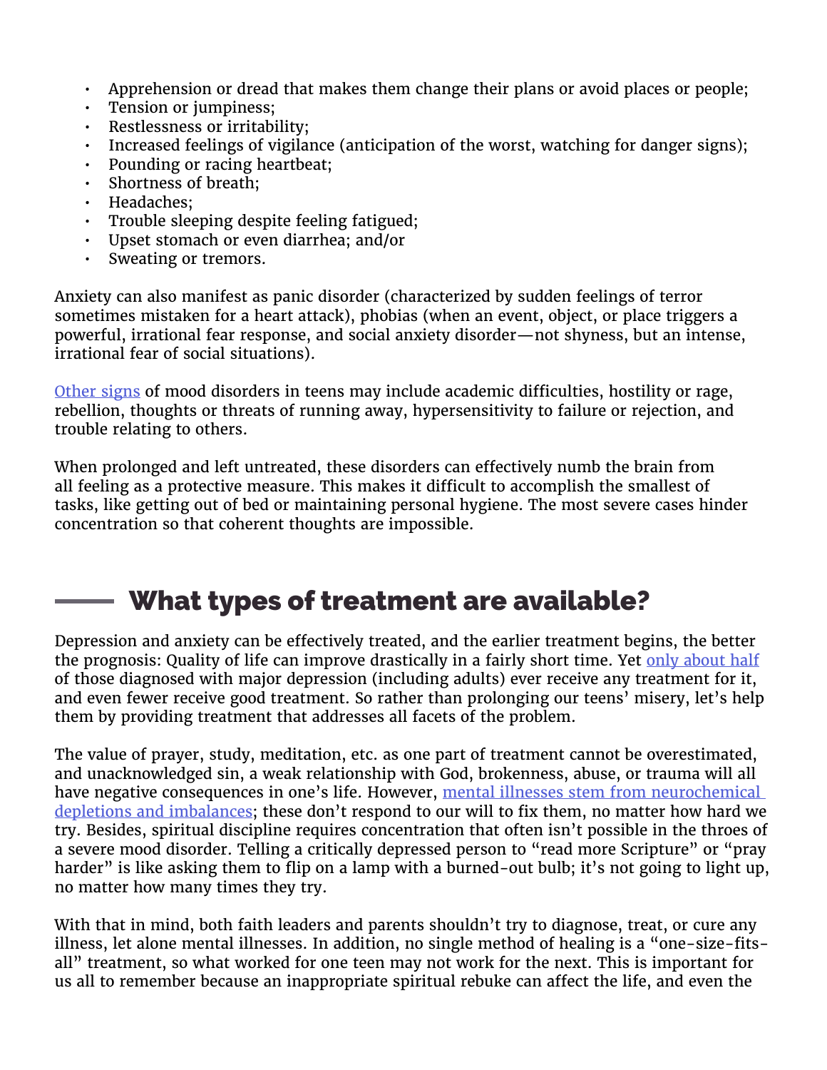- Apprehension or dread that makes them change their plans or avoid places or people;
- Tension or jumpiness;
- Restlessness or irritability;
- Increased feelings of vigilance (anticipation of the worst, watching for danger signs);
- Pounding or racing heartbeat;
- Shortness of breath;
- Headaches;
- Trouble sleeping despite feeling fatigued;
- Upset stomach or even diarrhea; and/or
- Sweating or tremors.

Anxiety can also manifest as panic disorder (characterized by sudden feelings of terror sometimes mistaken for a heart attack), phobias (when an event, object, or place triggers a powerful, irrational fear response, and social anxiety disorder—not shyness, but an intense, irrational fear of social situations).

Other signs of mood disorders in teens may include academic difficulties, hostility or rage, rebellion, thoughts or threats of running away, hypersensitivity to failure or rejection, and trouble relating to others.

When prolonged and left untreated, these disorders can effectively numb the brain from all feeling as a protective measure. This makes it difficult to accomplish the smallest of tasks, like getting out of bed or maintaining personal hygiene. The most severe cases hinder concentration so that coherent thoughts are impossible.

## What types of treatment are available?

Depression and anxiety can be effectively treated, and the earlier treatment begins, the better the prognosis: Quality of life can improve drastically in a fairly short time. Yet only about half of those diagnosed with major depression (including adults) ever receive any treatment for it, and even fewer receive good treatment. So rather than prolonging our teens' misery, let's help them by providing treatment that addresses all facets of the problem.

The value of prayer, study, meditation, etc. as one part of treatment cannot be overestimated, and unacknowledged sin, a weak relationship with God, brokenness, abuse, or trauma will all have negative consequences in one's life. However, mental illnesses stem from neurochemical depletions and imbalances; these don't respond to our will to fix them, no matter how hard we try. Besides, spiritual discipline requires concentration that often isn't possible in the throes of a severe mood disorder. Telling a critically depressed person to "read more Scripture" or "pray harder" is like asking them to flip on a lamp with a burned-out bulb; it's not going to light up, no matter how many times they try.

With that in mind, both faith leaders and parents shouldn't try to diagnose, treat, or cure any illness, let alone mental illnesses. In addition, no single method of healing is a "one-size-fits-all" treatment, so what worked for one teen may not work for the next. This is important for us all to remember because an inappropriate spiritual rebuke can affect the life, and even the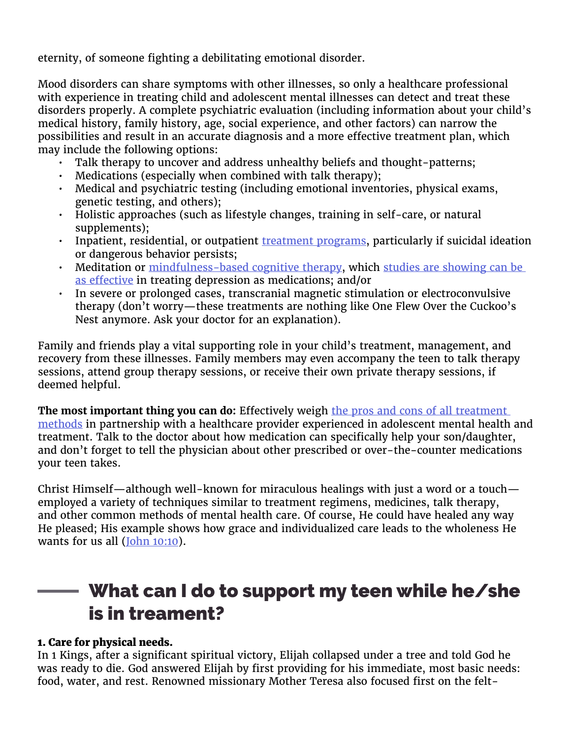eternity, of someone fighting a debilitating emotional disorder.

Mood disorders can share symptoms with other illnesses, so only a healthcare professional with experience in treating child and adolescent mental illnesses can detect and treat these disorders properly. A complete psychiatric evaluation (including information about your child's medical history, family history, age, social experience, and other factors) can narrow the possibilities and result in an accurate diagnosis and a more effective treatment plan, which may include the following options:

- Talk therapy to uncover and address unhealthy beliefs and thought-patterns;
- Medications (especially when combined with talk therapy);
- Medical and psychiatric testing (including emotional inventories, physical exams, genetic testing, and others);
- Holistic approaches (such as lifestyle changes, training in self-care, or natural supplements);
- Inpatient, residential, or outpatient treatment programs, particularly if suicidal ideation or dangerous behavior persists;
- Meditation or mindfulness-based cognitive therapy, which studies are showing can be as effective in treating depression as medications; and/or
- In severe or prolonged cases, transcranial magnetic stimulation or electroconvulsive therapy (don't worry—these treatments are nothing like One Flew Over the Cuckoo's Nest anymore. Ask your doctor for an explanation).

Family and friends play a vital supporting role in your child's treatment, management, and recovery from these illnesses. Family members may even accompany the teen to talk therapy sessions, attend group therapy sessions, or receive their own private therapy sessions, if deemed helpful.

**The most important thing you can do:** Effectively weigh the pros and cons of all treatment methods in partnership with a healthcare provider experienced in adolescent mental health and treatment. Talk to the doctor about how medication can specifically help your son/daughter, and don't forget to tell the physician about other prescribed or over-the-counter medications your teen takes.

Christ Himself—although well-known for miraculous healings with just a word or a touch—employed a variety of techniques similar to treatment regimens, medicines, talk therapy, and other common methods of mental health care. Of course, He could have healed any way He pleased; His example shows how grace and individualized care leads to the wholeness He wants for us all (John 10:10).

## What can I do to support my teen while he/she is in treament?

**1. Care for physical needs.**
In 1 Kings, after a significant spiritual victory, Elijah collapsed under a tree and told God he was ready to die. God answered Elijah by first providing for his immediate, most basic needs: food, water, and rest. Renowned missionary Mother Teresa also focused first on the felt-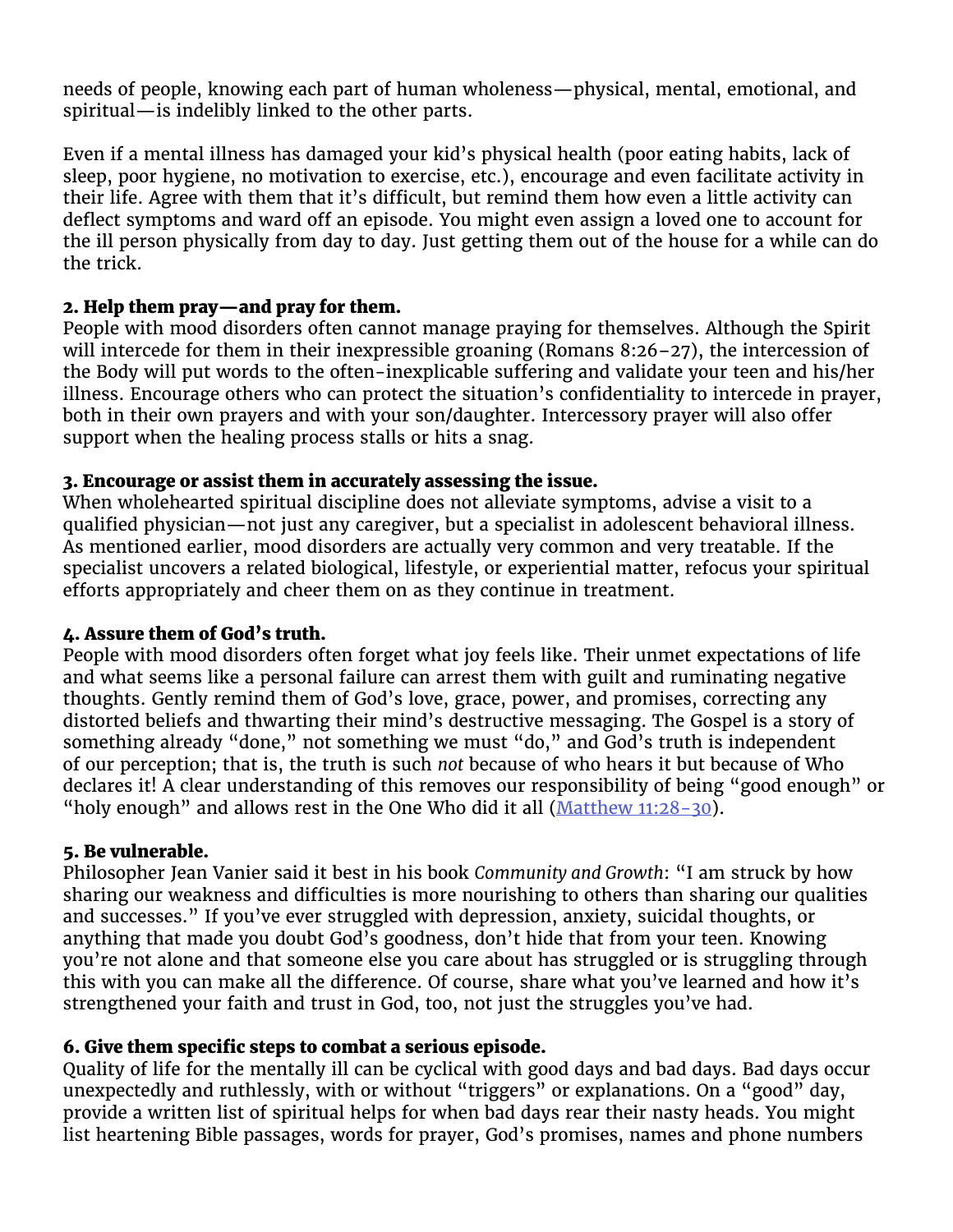needs of people, knowing each part of human wholeness—physical, mental, emotional, and spiritual—is indelibly linked to the other parts.

Even if a mental illness has damaged your kid's physical health (poor eating habits, lack of sleep, poor hygiene, no motivation to exercise, etc.), encourage and even facilitate activity in their life. Agree with them that it's difficult, but remind them how even a little activity can deflect symptoms and ward off an episode. You might even assign a loved one to account for the ill person physically from day to day. Just getting them out of the house for a while can do the trick.

**2. Help them pray—and pray for them.**
People with mood disorders often cannot manage praying for themselves. Although the Spirit will intercede for them in their inexpressible groaning (Romans 8:26–27), the intercession of the Body will put words to the often-inexplicable suffering and validate your teen and his/her illness. Encourage others who can protect the situation's confidentiality to intercede in prayer, both in their own prayers and with your son/daughter. Intercessory prayer will also offer support when the healing process stalls or hits a snag.

**3. Encourage or assist them in accurately assessing the issue.**
When wholehearted spiritual discipline does not alleviate symptoms, advise a visit to a qualified physician—not just any caregiver, but a specialist in adolescent behavioral illness. As mentioned earlier, mood disorders are actually very common and very treatable. If the specialist uncovers a related biological, lifestyle, or experiential matter, refocus your spiritual efforts appropriately and cheer them on as they continue in treatment.

**4. Assure them of God's truth.**
People with mood disorders often forget what joy feels like. Their unmet expectations of life and what seems like a personal failure can arrest them with guilt and ruminating negative thoughts. Gently remind them of God's love, grace, power, and promises, correcting any distorted beliefs and thwarting their mind's destructive messaging. The Gospel is a story of something already "done," not something we must "do," and God's truth is independent of our perception; that is, the truth is such *not* because of who hears it but because of Who declares it! A clear understanding of this removes our responsibility of being "good enough" or "holy enough" and allows rest in the One Who did it all (Matthew 11:28–30).

**5. Be vulnerable.**
Philosopher Jean Vanier said it best in his book *Community and Growth*: "I am struck by how sharing our weakness and difficulties is more nourishing to others than sharing our qualities and successes." If you've ever struggled with depression, anxiety, suicidal thoughts, or anything that made you doubt God's goodness, don't hide that from your teen. Knowing you're not alone and that someone else you care about has struggled or is struggling through this with you can make all the difference. Of course, share what you've learned and how it's strengthened your faith and trust in God, too, not just the struggles you've had.

**6. Give them specific steps to combat a serious episode.**
Quality of life for the mentally ill can be cyclical with good days and bad days. Bad days occur unexpectedly and ruthlessly, with or without "triggers" or explanations. On a "good" day, provide a written list of spiritual helps for when bad days rear their nasty heads. You might list heartening Bible passages, words for prayer, God's promises, names and phone numbers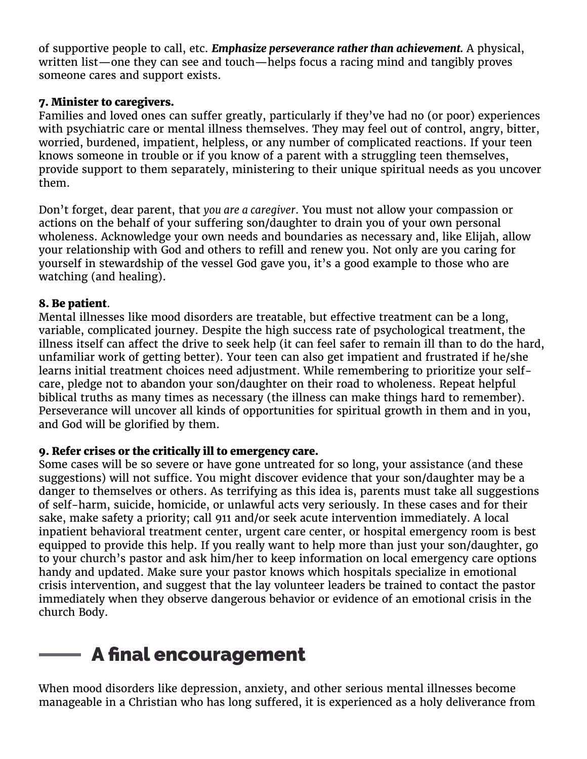of supportive people to call, etc. ***Emphasize perseverance rather than achievement.*** A physical, written list—one they can see and touch—helps focus a racing mind and tangibly proves someone cares and support exists.

**7. Minister to caregivers.**
Families and loved ones can suffer greatly, particularly if they've had no (or poor) experiences with psychiatric care or mental illness themselves. They may feel out of control, angry, bitter, worried, burdened, impatient, helpless, or any number of complicated reactions. If your teen knows someone in trouble or if you know of a parent with a struggling teen themselves, provide support to them separately, ministering to their unique spiritual needs as you uncover them.

Don't forget, dear parent, that *you are a caregiver*. You must not allow your compassion or actions on the behalf of your suffering son/daughter to drain you of your own personal wholeness. Acknowledge your own needs and boundaries as necessary and, like Elijah, allow your relationship with God and others to refill and renew you. Not only are you caring for yourself in stewardship of the vessel God gave you, it's a good example to those who are watching (and healing).

**8. Be patient**.
Mental illnesses like mood disorders are treatable, but effective treatment can be a long, variable, complicated journey. Despite the high success rate of psychological treatment, the illness itself can affect the drive to seek help (it can feel safer to remain ill than to do the hard, unfamiliar work of getting better). Your teen can also get impatient and frustrated if he/she learns initial treatment choices need adjustment. While remembering to prioritize your self-care, pledge not to abandon your son/daughter on their road to wholeness. Repeat helpful biblical truths as many times as necessary (the illness can make things hard to remember). Perseverance will uncover all kinds of opportunities for spiritual growth in them and in you, and God will be glorified by them.

**9. Refer crises or the critically ill to emergency care.**
Some cases will be so severe or have gone untreated for so long, your assistance (and these suggestions) will not suffice. You might discover evidence that your son/daughter may be a danger to themselves or others. As terrifying as this idea is, parents must take all suggestions of self-harm, suicide, homicide, or unlawful acts very seriously. In these cases and for their sake, make safety a priority; call 911 and/or seek acute intervention immediately. A local inpatient behavioral treatment center, urgent care center, or hospital emergency room is best equipped to provide this help. If you really want to help more than just your son/daughter, go to your church's pastor and ask him/her to keep information on local emergency care options handy and updated. Make sure your pastor knows which hospitals specialize in emotional crisis intervention, and suggest that the lay volunteer leaders be trained to contact the pastor immediately when they observe dangerous behavior or evidence of an emotional crisis in the church Body.

## A final encouragement

When mood disorders like depression, anxiety, and other serious mental illnesses become manageable in a Christian who has long suffered, it is experienced as a holy deliverance from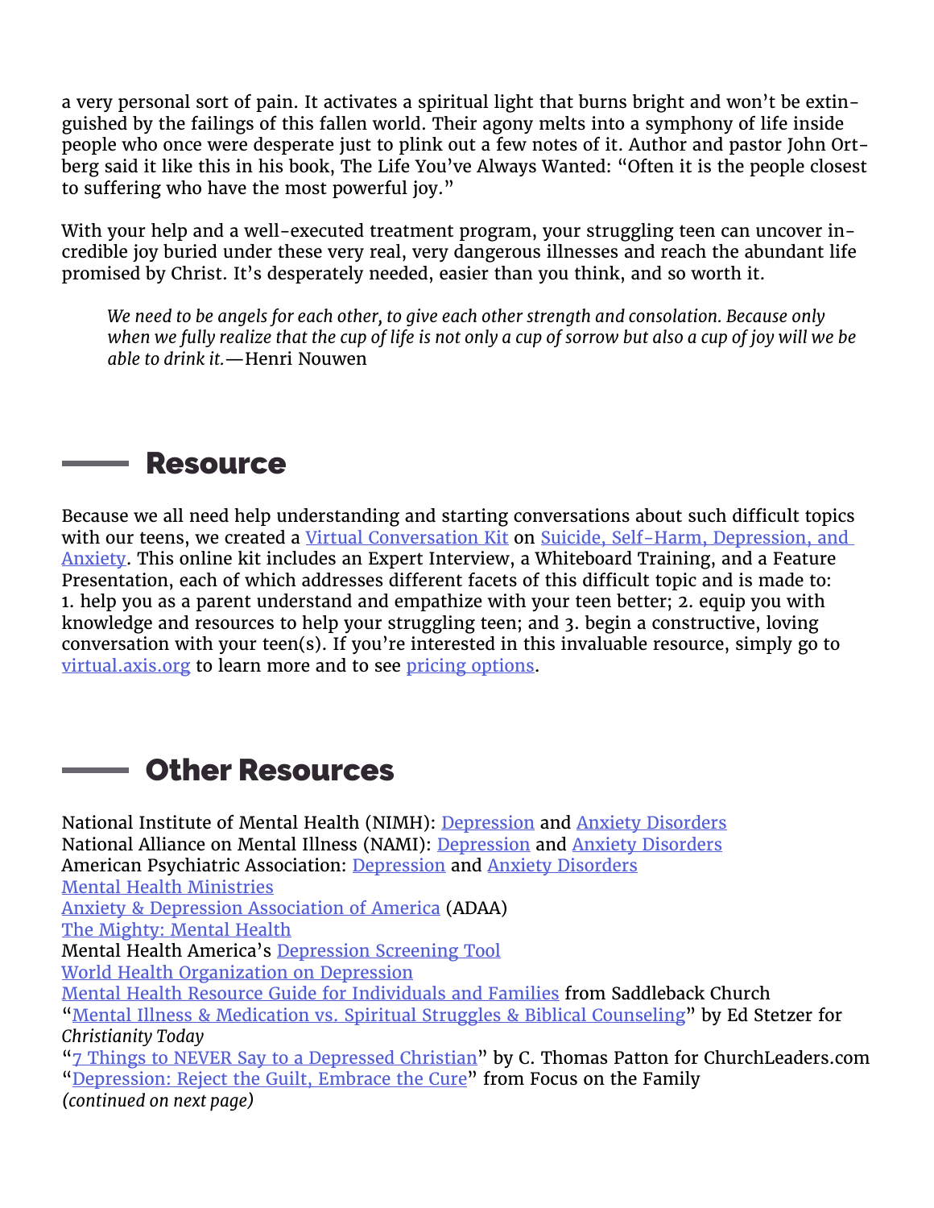a very personal sort of pain. It activates a spiritual light that burns bright and won't be extinguished by the failings of this fallen world. Their agony melts into a symphony of life inside people who once were desperate just to plink out a few notes of it. Author and pastor John Ortberg said it like this in his book, The Life You've Always Wanted: "Often it is the people closest to suffering who have the most powerful joy."

With your help and a well-executed treatment program, your struggling teen can uncover incredible joy buried under these very real, very dangerous illnesses and reach the abundant life promised by Christ. It's desperately needed, easier than you think, and so worth it.

> *We need to be angels for each other, to give each other strength and consolation. Because only when we fully realize that the cup of life is not only a cup of sorrow but also a cup of joy will we be able to drink it.*—Henri Nouwen

## Resource

Because we all need help understanding and starting conversations about such difficult topics with our teens, we created a Virtual Conversation Kit on Suicide, Self-Harm, Depression, and Anxiety. This online kit includes an Expert Interview, a Whiteboard Training, and a Feature Presentation, each of which addresses different facets of this difficult topic and is made to: 1. help you as a parent understand and empathize with your teen better; 2. equip you with knowledge and resources to help your struggling teen; and 3. begin a constructive, loving conversation with your teen(s). If you're interested in this invaluable resource, simply go to virtual.axis.org to learn more and to see pricing options.

## Other Resources

National Institute of Mental Health (NIMH): Depression and Anxiety Disorders
National Alliance on Mental Illness (NAMI): Depression and Anxiety Disorders
American Psychiatric Association: Depression and Anxiety Disorders
Mental Health Ministries
Anxiety & Depression Association of America (ADAA)
The Mighty: Mental Health
Mental Health America's Depression Screening Tool
World Health Organization on Depression
Mental Health Resource Guide for Individuals and Families from Saddleback Church
"Mental Illness & Medication vs. Spiritual Struggles & Biblical Counseling" by Ed Stetzer for *Christianity Today*
"7 Things to NEVER Say to a Depressed Christian" by C. Thomas Patton for ChurchLeaders.com
"Depression: Reject the Guilt, Embrace the Cure" from Focus on the Family
*(continued on next page)*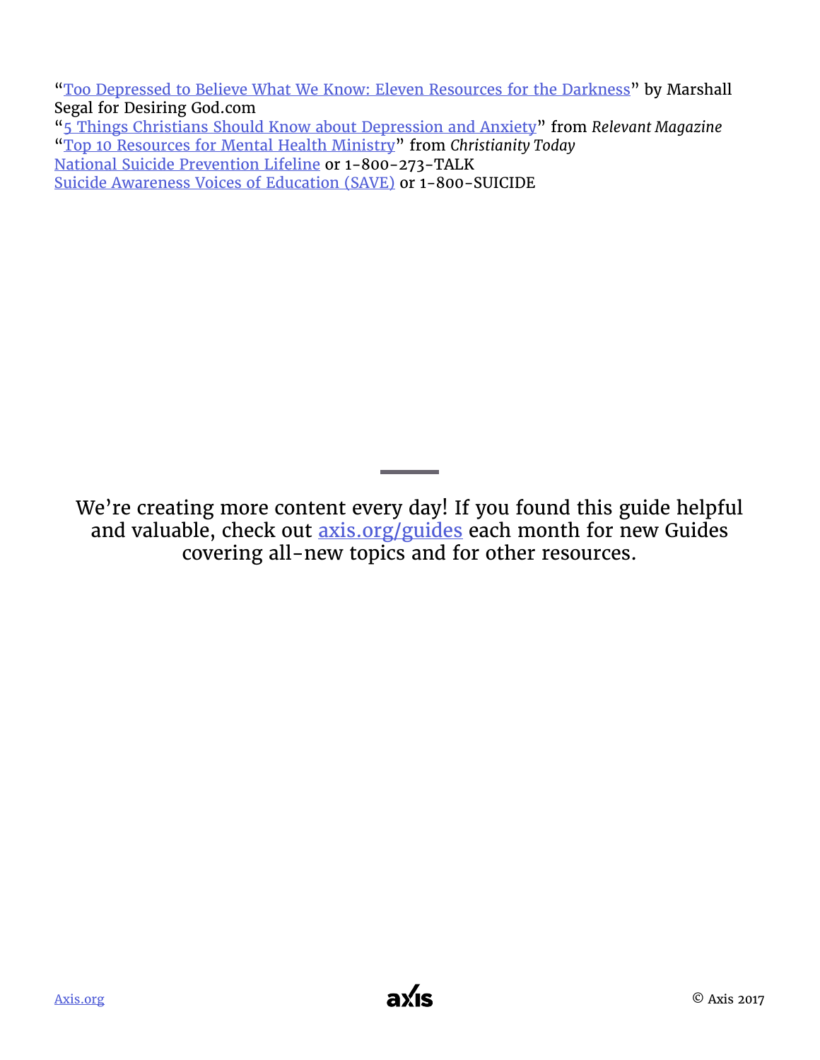"Too Depressed to Believe What We Know: Eleven Resources for the Darkness" by Marshall Segal for Desiring God.com
"5 Things Christians Should Know about Depression and Anxiety" from *Relevant Magazine*
"Top 10 Resources for Mental Health Ministry" from *Christianity Today*
National Suicide Prevention Lifeline or 1-800-273-TALK
Suicide Awareness Voices of Education (SAVE) or 1-800-SUICIDE

---

We're creating more content every day! If you found this guide helpful and valuable, check out axis.org/guides each month for new Guides covering all-new topics and for other resources.